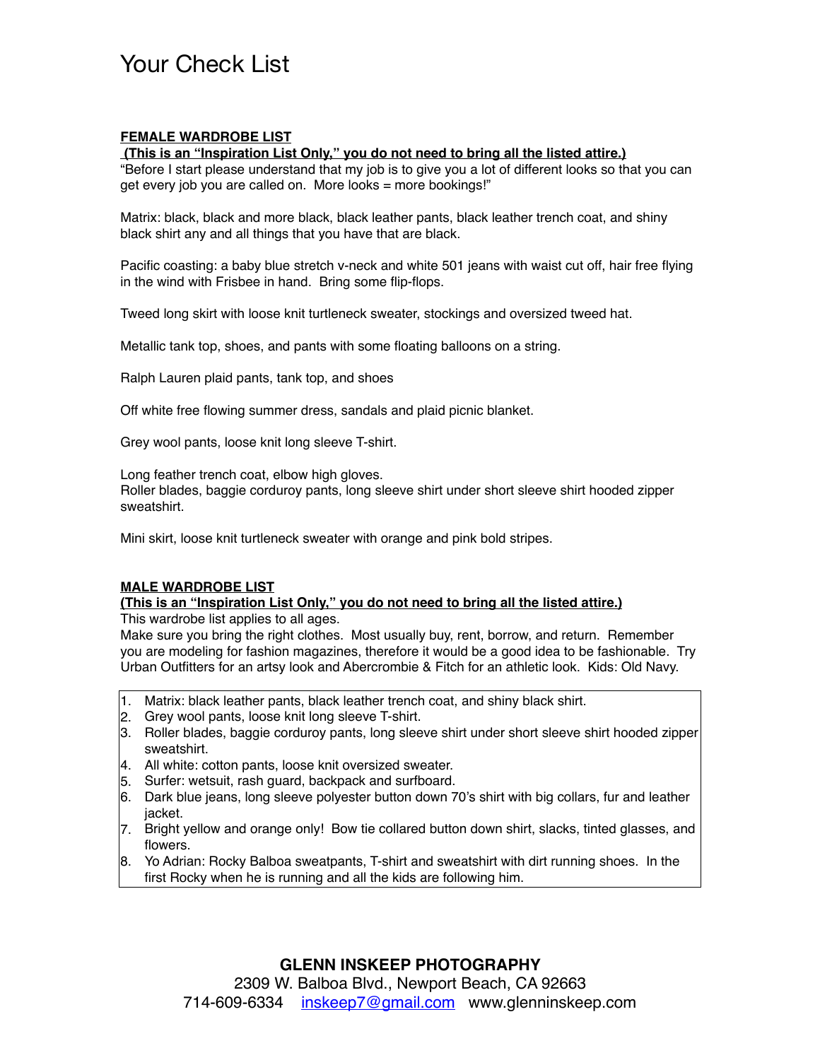# Your Check List

**<u>FEMALE WARDROBE LIST</u>**

**<u>(This is an "Inspiration List Only," you do not need to bring all the listed attire.)</u>**

"Before I start please understand that my job is to give you a lot of different looks so that you can get every job you are called on. More looks = more bookings!"

Matrix: black, black and more black, black leather pants, black leather trench coat, and shiny black shirt any and all things that you have that are black.

Pacific coasting: a baby blue stretch v-neck and white 501 jeans with waist cut off, hair free flying in the wind with Frisbee in hand. Bring some flip-flops.

Tweed long skirt with loose knit turtleneck sweater, stockings and oversized tweed hat.

Metallic tank top, shoes, and pants with some floating balloons on a string.

Ralph Lauren plaid pants, tank top, and shoes

Off white free flowing summer dress, sandals and plaid picnic blanket.

Grey wool pants, loose knit long sleeve T-shirt.

Long feather trench coat, elbow high gloves.
Roller blades, baggie corduroy pants, long sleeve shirt under short sleeve shirt hooded zipper sweatshirt.

Mini skirt, loose knit turtleneck sweater with orange and pink bold stripes.

**<u>MALE WARDROBE LIST</u>**

**<u>(This is an "Inspiration List Only," you do not need to bring all the listed attire.)</u>**

This wardrobe list applies to all ages.
Make sure you bring the right clothes. Most usually buy, rent, borrow, and return. Remember you are modeling for fashion magazines, therefore it would be a good idea to be fashionable. Try Urban Outfitters for an artsy look and Abercrombie & Fitch for an athletic look. Kids: Old Navy.

1. Matrix: black leather pants, black leather trench coat, and shiny black shirt.
2. Grey wool pants, loose knit long sleeve T-shirt.
3. Roller blades, baggie corduroy pants, long sleeve shirt under short sleeve shirt hooded zipper sweatshirt.
4. All white: cotton pants, loose knit oversized sweater.
5. Surfer: wetsuit, rash guard, backpack and surfboard.
6. Dark blue jeans, long sleeve polyester button down 70's shirt with big collars, fur and leather jacket.
7. Bright yellow and orange only! Bow tie collared button down shirt, slacks, tinted glasses, and flowers.
8. Yo Adrian: Rocky Balboa sweatpants, T-shirt and sweatshirt with dirt running shoes. In the first Rocky when he is running and all the kids are following him.

**GLENN INSKEEP PHOTOGRAPHY**
2309 W. Balboa Blvd., Newport Beach, CA 92663
714-609-6334 inskeep7@gmail.com www.glenninskeep.com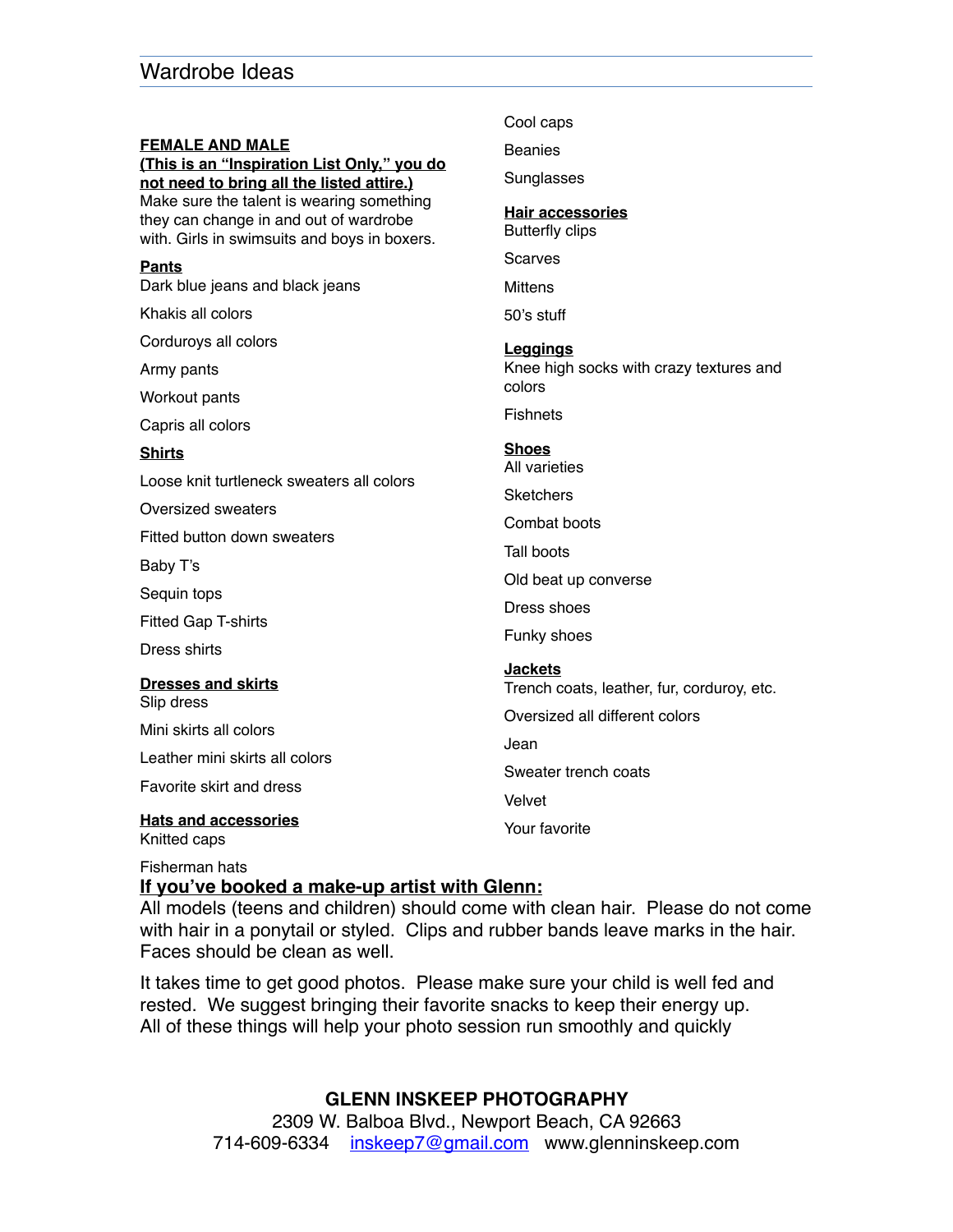## Wardrobe Ideas

**FEMALE AND MALE**
**(This is an "Inspiration List Only," you do not need to bring all the listed attire.)**
Make sure the talent is wearing something they can change in and out of wardrobe with. Girls in swimsuits and boys in boxers.

**Pants**

Dark blue jeans and black jeans

Khakis all colors

Corduroys all colors

Army pants

Workout pants

Capris all colors

**Shirts**

Loose knit turtleneck sweaters all colors

Oversized sweaters

Fitted button down sweaters

Baby T's

Sequin tops

Fitted Gap T-shirts

Dress shirts

**Dresses and skirts**

Slip dress

Mini skirts all colors

Leather mini skirts all colors

Favorite skirt and dress

**Hats and accessories**

Knitted caps

Fisherman hats

Cool caps

Beanies

Sunglasses

**Hair accessories**

Butterfly clips

Scarves

Mittens

50's stuff

**Leggings**

Knee high socks with crazy textures and colors

Fishnets

**Shoes**

All varieties

Sketchers

Combat boots

Tall boots

Old beat up converse

Dress shoes

Funky shoes

**Jackets**

Trench coats, leather, fur, corduroy, etc.

Oversized all different colors

Jean

Sweater trench coats

Velvet

Your favorite

**If you've booked a make-up artist with Glenn:**

All models (teens and children) should come with clean hair. Please do not come with hair in a ponytail or styled. Clips and rubber bands leave marks in the hair. Faces should be clean as well.

It takes time to get good photos. Please make sure your child is well fed and rested. We suggest bringing their favorite snacks to keep their energy up. All of these things will help your photo session run smoothly and quickly

**GLENN INSKEEP PHOTOGRAPHY**
2309 W. Balboa Blvd., Newport Beach, CA 92663
714-609-6334 inskeep7@gmail.com www.glenninskeep.com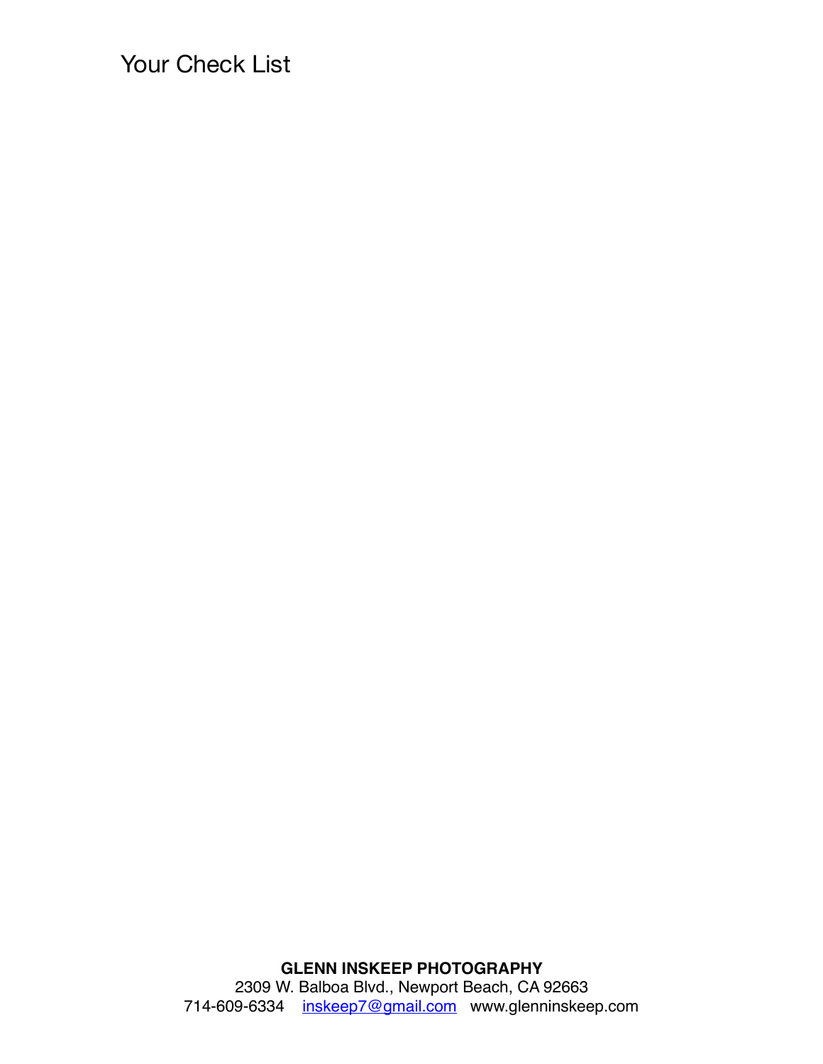# Your Check List

**GLENN INSKEEP PHOTOGRAPHY**
2309 W. Balboa Blvd., Newport Beach, CA 92663
714-609-6334 inskeep7@gmail.com www.glenninskeep.com